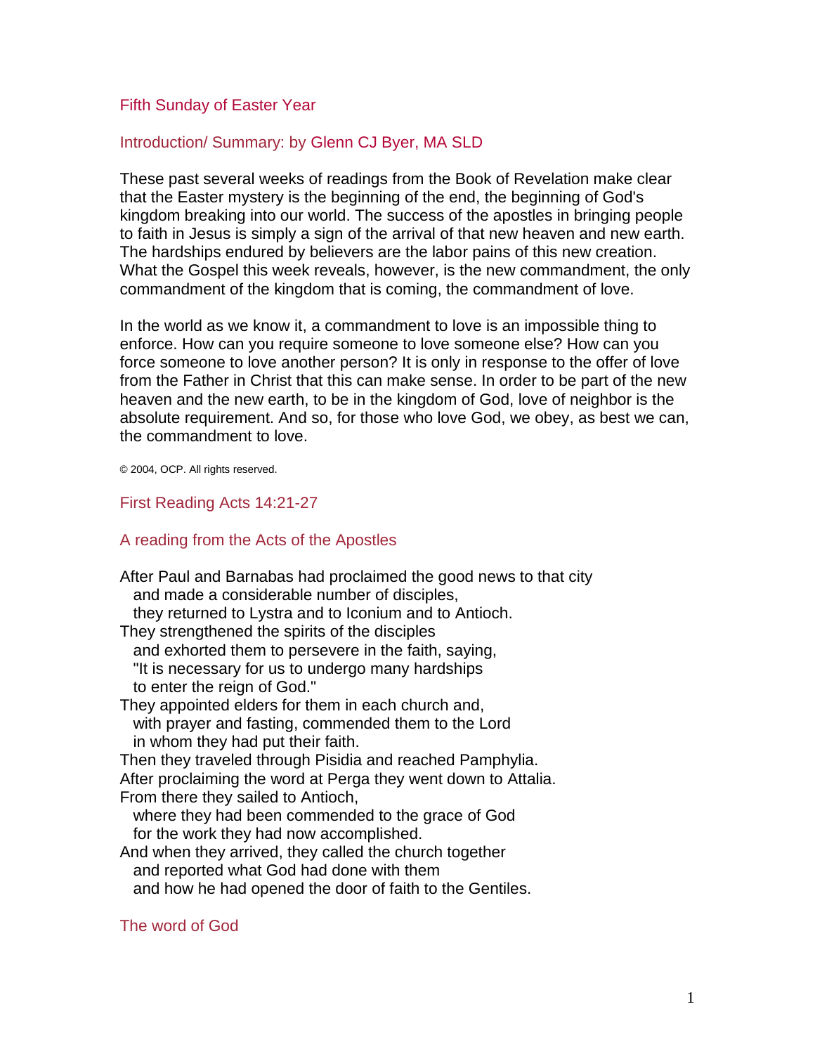# Fifth Sunday of Easter Year

## Introduction/ Summary: by Glenn CJ Byer, MA SLD

These past several weeks of readings from the Book of Revelation make clear that the Easter mystery is the beginning of the end, the beginning of God's kingdom breaking into our world. The success of the apostles in bringing people to faith in Jesus is simply a sign of the arrival of that new heaven and new earth. The hardships endured by believers are the labor pains of this new creation. What the Gospel this week reveals, however, is the new commandment, the only commandment of the kingdom that is coming, the commandment of love.

In the world as we know it, a commandment to love is an impossible thing to enforce. How can you require someone to love someone else? How can you force someone to love another person? It is only in response to the offer of love from the Father in Christ that this can make sense. In order to be part of the new heaven and the new earth, to be in the kingdom of God, love of neighbor is the absolute requirement. And so, for those who love God, we obey, as best we can, the commandment to love.

© 2004, OCP. All rights reserved.

## First Reading Acts 14:21-27

### A reading from the Acts of the Apostles

After Paul and Barnabas had proclaimed the good news to that city  
  and made a considerable number of disciples,  
  they returned to Lystra and to Iconium and to Antioch.  
They strengthened the spirits of the disciples  
  and exhorted them to persevere in the faith, saying,  
  "It is necessary for us to undergo many hardships  
  to enter the reign of God."  
They appointed elders for them in each church and,  
  with prayer and fasting, commended them to the Lord  
  in whom they had put their faith.  
Then they traveled through Pisidia and reached Pamphylia.  
After proclaiming the word at Perga they went down to Attalia.  
From there they sailed to Antioch,  
  where they had been commended to the grace of God  
  for the work they had now accomplished.  
And when they arrived, they called the church together  
  and reported what God had done with them  
  and how he had opened the door of faith to the Gentiles.

The word of God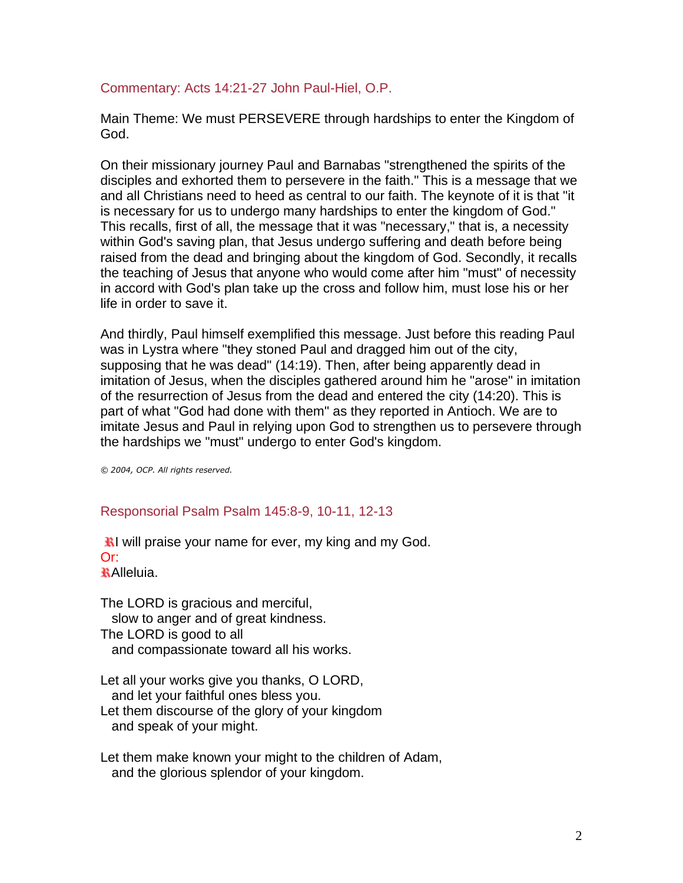## Commentary: Acts 14:21-27 John Paul-Hiel, O.P.

Main Theme: We must PERSEVERE through hardships to enter the Kingdom of God.

On their missionary journey Paul and Barnabas "strengthened the spirits of the disciples and exhorted them to persevere in the faith." This is a message that we and all Christians need to heed as central to our faith. The keynote of it is that "it is necessary for us to undergo many hardships to enter the kingdom of God." This recalls, first of all, the message that it was "necessary," that is, a necessity within God's saving plan, that Jesus undergo suffering and death before being raised from the dead and bringing about the kingdom of God. Secondly, it recalls the teaching of Jesus that anyone who would come after him "must" of necessity in accord with God's plan take up the cross and follow him, must lose his or her life in order to save it.

And thirdly, Paul himself exemplified this message. Just before this reading Paul was in Lystra where "they stoned Paul and dragged him out of the city, supposing that he was dead" (14:19). Then, after being apparently dead in imitation of Jesus, when the disciples gathered around him he "arose" in imitation of the resurrection of Jesus from the dead and entered the city (14:20). This is part of what "God had done with them" as they reported in Antioch. We are to imitate Jesus and Paul in relying upon God to strengthen us to persevere through the hardships we "must" undergo to enter God's kingdom.

*© 2004, OCP. All rights reserved.*

## Responsorial Psalm Psalm 145:8-9, 10-11, 12-13

℟ I will praise your name for ever, my king and my God.
Or:
℟ Alleluia.

The LORD is gracious and merciful,
  slow to anger and of great kindness.
The LORD is good to all
  and compassionate toward all his works.

Let all your works give you thanks, O LORD,
  and let your faithful ones bless you.
Let them discourse of the glory of your kingdom
  and speak of your might.

Let them make known your might to the children of Adam,
  and the glorious splendor of your kingdom.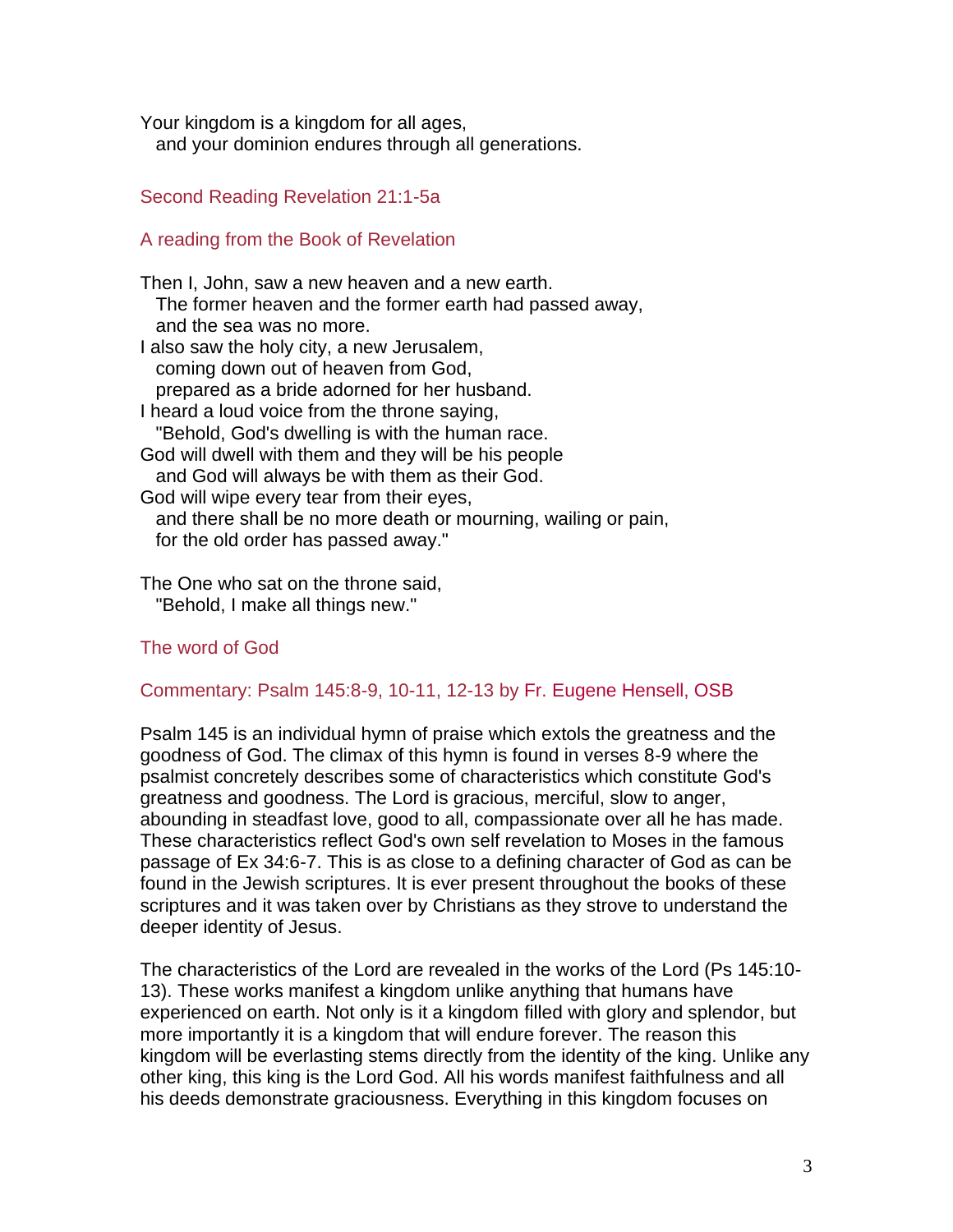Your kingdom is a kingdom for all ages,
and your dominion endures through all generations.

## Second Reading Revelation 21:1-5a

### A reading from the Book of Revelation

Then I, John, saw a new heaven and a new earth.
The former heaven and the former earth had passed away,
and the sea was no more.
I also saw the holy city, a new Jerusalem,
coming down out of heaven from God,
prepared as a bride adorned for her husband.
I heard a loud voice from the throne saying,
"Behold, God's dwelling is with the human race.
God will dwell with them and they will be his people
and God will always be with them as their God.
God will wipe every tear from their eyes,
and there shall be no more death or mourning, wailing or pain,
for the old order has passed away."

The One who sat on the throne said,
"Behold, I make all things new."

The word of God

## Commentary: Psalm 145:8-9, 10-11, 12-13 by Fr. Eugene Hensell, OSB

Psalm 145 is an individual hymn of praise which extols the greatness and the goodness of God. The climax of this hymn is found in verses 8-9 where the psalmist concretely describes some of characteristics which constitute God's greatness and goodness. The Lord is gracious, merciful, slow to anger, abounding in steadfast love, good to all, compassionate over all he has made. These characteristics reflect God's own self revelation to Moses in the famous passage of Ex 34:6-7. This is as close to a defining character of God as can be found in the Jewish scriptures. It is ever present throughout the books of these scriptures and it was taken over by Christians as they strove to understand the deeper identity of Jesus.

The characteristics of the Lord are revealed in the works of the Lord (Ps 145:10-13). These works manifest a kingdom unlike anything that humans have experienced on earth. Not only is it a kingdom filled with glory and splendor, but more importantly it is a kingdom that will endure forever. The reason this kingdom will be everlasting stems directly from the identity of the king. Unlike any other king, this king is the Lord God. All his words manifest faithfulness and all his deeds demonstrate graciousness. Everything in this kingdom focuses on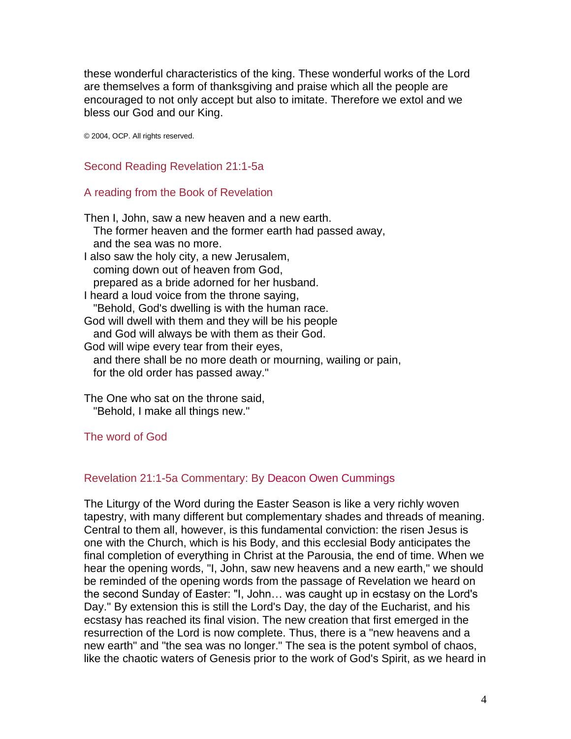these wonderful characteristics of the king. These wonderful works of the Lord are themselves a form of thanksgiving and praise which all the people are encouraged to not only accept but also to imitate. Therefore we extol and we bless our God and our King.

© 2004, OCP. All rights reserved.

## Second Reading Revelation 21:1-5a

### A reading from the Book of Revelation

Then I, John, saw a new heaven and a new earth.  
  The former heaven and the former earth had passed away,  
  and the sea was no more.  
I also saw the holy city, a new Jerusalem,  
  coming down out of heaven from God,  
  prepared as a bride adorned for her husband.  
I heard a loud voice from the throne saying,  
  "Behold, God's dwelling is with the human race.  
God will dwell with them and they will be his people  
  and God will always be with them as their God.  
God will wipe every tear from their eyes,  
  and there shall be no more death or mourning, wailing or pain,  
  for the old order has passed away."

The One who sat on the throne said,  
  "Behold, I make all things new."

The word of God

## Revelation 21:1-5a Commentary: By Deacon Owen Cummings

The Liturgy of the Word during the Easter Season is like a very richly woven tapestry, with many different but complementary shades and threads of meaning. Central to them all, however, is this fundamental conviction: the risen Jesus is one with the Church, which is his Body, and this ecclesial Body anticipates the final completion of everything in Christ at the Parousia, the end of time. When we hear the opening words, "I, John, saw new heavens and a new earth," we should be reminded of the opening words from the passage of Revelation we heard on the second Sunday of Easter: "I, John… was caught up in ecstasy on the Lord's Day." By extension this is still the Lord's Day, the day of the Eucharist, and his ecstasy has reached its final vision. The new creation that first emerged in the resurrection of the Lord is now complete. Thus, there is a "new heavens and a new earth" and "the sea was no longer." The sea is the potent symbol of chaos, like the chaotic waters of Genesis prior to the work of God's Spirit, as we heard in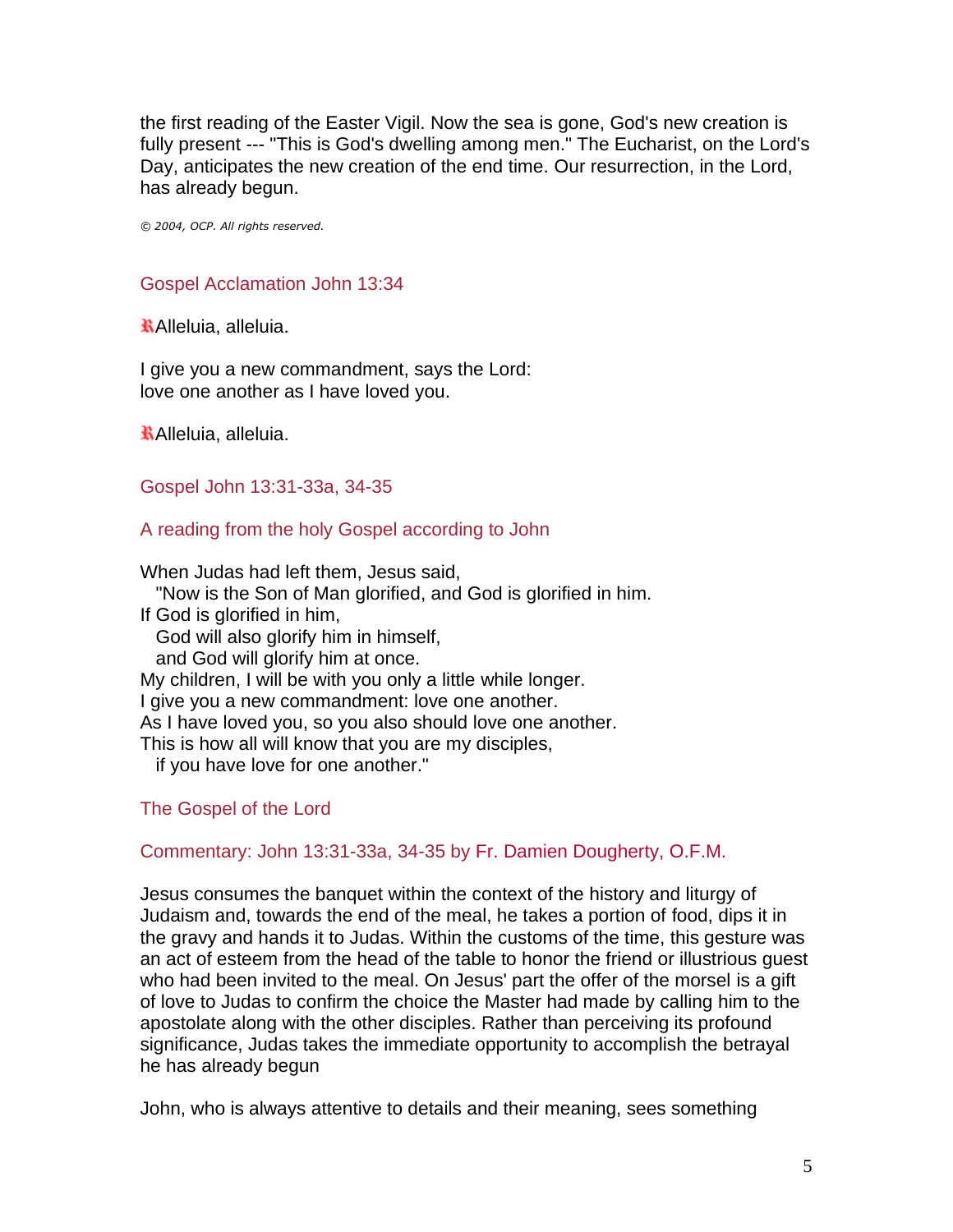the first reading of the Easter Vigil. Now the sea is gone, God's new creation is fully present --- "This is God's dwelling among men." The Eucharist, on the Lord's Day, anticipates the new creation of the end time. Our resurrection, in the Lord, has already begun.

*© 2004, OCP. All rights reserved.*

## Gospel Acclamation John 13:34

℟Alleluia, alleluia.

I give you a new commandment, says the Lord:
love one another as I have loved you.

℟Alleluia, alleluia.

## Gospel John 13:31-33a, 34-35

### A reading from the holy Gospel according to John

When Judas had left them, Jesus said,
"Now is the Son of Man glorified, and God is glorified in him.
If God is glorified in him,
God will also glorify him in himself,
and God will glorify him at once.
My children, I will be with you only a little while longer.
I give you a new commandment: love one another.
As I have loved you, so you also should love one another.
This is how all will know that you are my disciples,
if you have love for one another."

### The Gospel of the Lord

## Commentary: John 13:31-33a, 34-35 by Fr. Damien Dougherty, O.F.M.

Jesus consumes the banquet within the context of the history and liturgy of Judaism and, towards the end of the meal, he takes a portion of food, dips it in the gravy and hands it to Judas. Within the customs of the time, this gesture was an act of esteem from the head of the table to honor the friend or illustrious guest who had been invited to the meal. On Jesus' part the offer of the morsel is a gift of love to Judas to confirm the choice the Master had made by calling him to the apostolate along with the other disciples. Rather than perceiving its profound significance, Judas takes the immediate opportunity to accomplish the betrayal he has already begun

John, who is always attentive to details and their meaning, sees something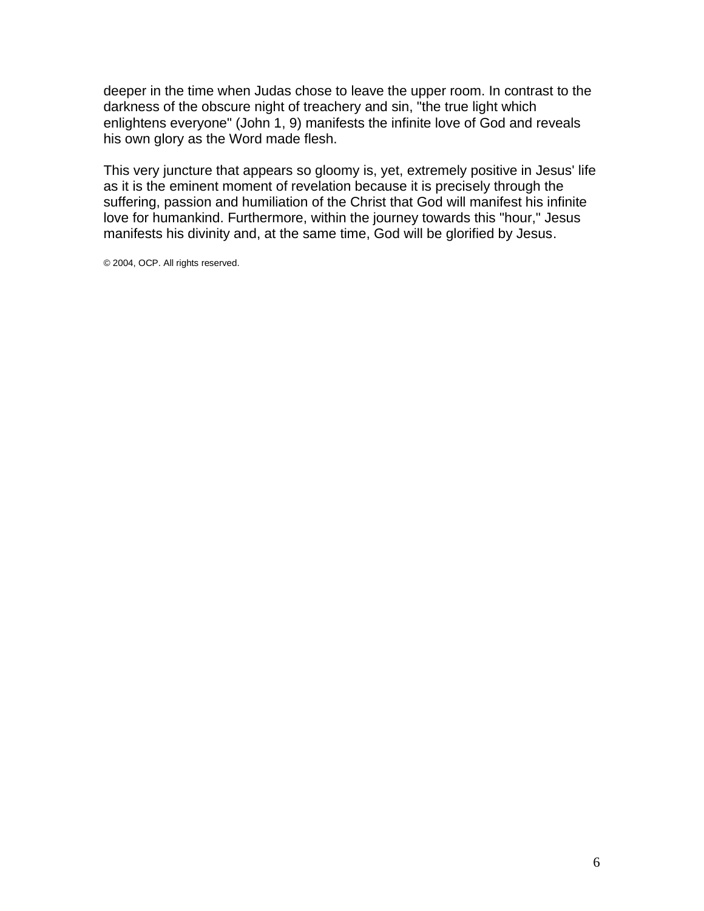deeper in the time when Judas chose to leave the upper room. In contrast to the darkness of the obscure night of treachery and sin, "the true light which enlightens everyone" (John 1, 9) manifests the infinite love of God and reveals his own glory as the Word made flesh.

This very juncture that appears so gloomy is, yet, extremely positive in Jesus' life as it is the eminent moment of revelation because it is precisely through the suffering, passion and humiliation of the Christ that God will manifest his infinite love for humankind. Furthermore, within the journey towards this "hour," Jesus manifests his divinity and, at the same time, God will be glorified by Jesus.

© 2004, OCP. All rights reserved.